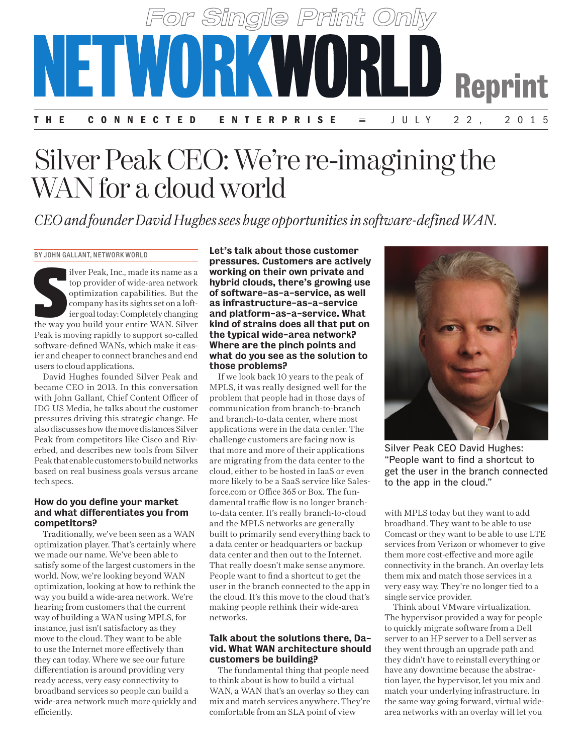# Silver Peak CEO: We're re-imagining the WAN for a cloud world

*CEO and founder David Hughes sees huge opportunities in software-defined WAN.*

BY JOHN GALLANT, NETWORK WORLD

Silver Peak, Inc., made its name as a top provider of wide-area network optimization capabilities. But the company has its sights set on a loftier goal today: Completely changing the way you build your entire WAN. Silver Peak is moving rapidly to support so-called software-defined WANs, which make it easier and cheaper to connect branches and end users to cloud applications.

David Hughes founded Silver Peak and became CEO in 2013. In this conversation with John Gallant, Chief Content Officer of IDG US Media, he talks about the customer pressures driving this strategic change. He also discusses how the move distances Silver Peak from competitors like Cisco and Riverbed, and describes new tools from Silver Peak that enable customers to build networks based on real business goals versus arcane tech specs.

**How do you define your market and what differentiates you from competitors?**

Traditionally, we've been seen as a WAN optimization player. That's certainly where we made our name. We've been able to satisfy some of the largest customers in the world. Now, we're looking beyond WAN optimization, looking at how to rethink the way you build a wide-area network. We're hearing from customers that the current way of building a WAN using MPLS, for instance, just isn't satisfactory as they move to the cloud. They want to be able to use the Internet more effectively than they can today. Where we see our future differentiation is around providing very ready access, very easy connectivity to broadband services so people can build a wide-area network much more quickly and efficiently.

**Let's talk about those customer pressures. Customers are actively working on their own private and hybrid clouds, there's growing use of software-as-a-service, as well as infrastructure-as-a-service and platform-as-a-service. What kind of strains does all that put on the typical wide-area network? Where are the pinch points and what do you see as the solution to those problems?**

If we look back 10 years to the peak of MPLS, it was really designed well for the problem that people had in those days of communication from branch-to-branch and branch-to-data center, where most applications were in the data center. The challenge customers are facing now is that more and more of their applications are migrating from the data center to the cloud, either to be hosted in IaaS or even more likely to be a SaaS service like Salesforce.com or Office 365 or Box. The fundamental traffic flow is no longer branch-to-data center. It's really branch-to-cloud and the MPLS networks are generally built to primarily send everything back to a data center or headquarters or backup data center and then out to the Internet. That really doesn't make sense anymore. People want to find a shortcut to get the user in the branch connected to the app in the cloud. It's this move to the cloud that's making people rethink their wide-area networks.

**Talk about the solutions there, David. What WAN architecture should customers be building?**

The fundamental thing that people need to think about is how to build a virtual WAN, a WAN that's an overlay so they can mix and match services anywhere. They're comfortable from an SLA point of view with MPLS today but they want to add broadband. They want to be able to use Comcast or they want to be able to use LTE services from Verizon or whomever to give them more cost-effective and more agile connectivity in the branch. An overlay lets them mix and match those services in a very easy way. They're no longer tied to a single service provider.

Silver Peak CEO David Hughes: "People want to find a shortcut to get the user in the branch connected to the app in the cloud."

Think about VMware virtualization. The hypervisor provided a way for people to quickly migrate software from a Dell server to an HP server to a Dell server as they went through an upgrade path and they didn't have to reinstall everything or have any downtime because the abstraction layer, the hypervisor, let you mix and match your underlying infrastructure. In the same way going forward, virtual wide-area networks with an overlay will let you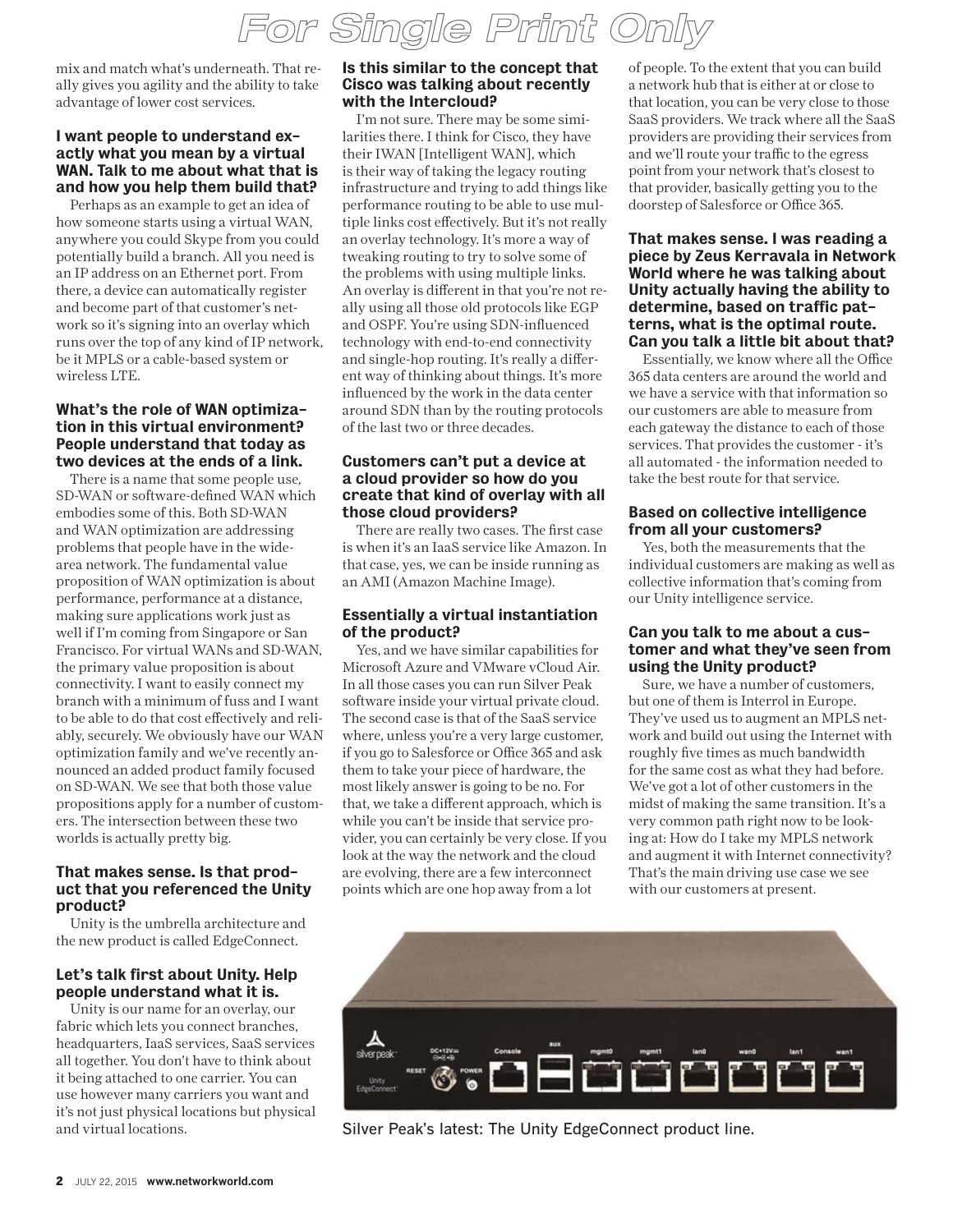mix and match what's underneath. That really gives you agility and the ability to take advantage of lower cost services.

**I want people to understand exactly what you mean by a virtual WAN. Talk to me about what that is and how you help them build that?**

Perhaps as an example to get an idea of how someone starts using a virtual WAN, anywhere you could Skype from you could potentially build a branch. All you need is an IP address on an Ethernet port. From there, a device can automatically register and become part of that customer's network so it's signing into an overlay which runs over the top of any kind of IP network, be it MPLS or a cable-based system or wireless LTE.

**What's the role of WAN optimization in this virtual environment? People understand that today as two devices at the ends of a link.**

There is a name that some people use, SD-WAN or software-defined WAN which embodies some of this. Both SD-WAN and WAN optimization are addressing problems that people have in the wide-area network. The fundamental value proposition of WAN optimization is about performance, performance at a distance, making sure applications work just as well if I'm coming from Singapore or San Francisco. For virtual WANs and SD-WAN, the primary value proposition is about connectivity. I want to easily connect my branch with a minimum of fuss and I want to be able to do that cost effectively and reliably, securely. We obviously have our WAN optimization family and we've recently announced an added product family focused on SD-WAN. We see that both those value propositions apply for a number of customers. The intersection between these two worlds is actually pretty big.

**That makes sense. Is that product that you referenced the Unity product?**

Unity is the umbrella architecture and the new product is called EdgeConnect.

**Let's talk first about Unity. Help people understand what it is.**

Unity is our name for an overlay, our fabric which lets you connect branches, headquarters, IaaS services, SaaS services all together. You don't have to think about it being attached to one carrier. You can use however many carriers you want and it's not just physical locations but physical and virtual locations.

**Is this similar to the concept that Cisco was talking about recently with the Intercloud?**

I'm not sure. There may be some similarities there. I think for Cisco, they have their IWAN [Intelligent WAN], which is their way of taking the legacy routing infrastructure and trying to add things like performance routing to be able to use multiple links cost effectively. But it's not really an overlay technology. It's more a way of tweaking routing to try to solve some of the problems with using multiple links. An overlay is different in that you're not really using all those old protocols like EGP and OSPF. You're using SDN-influenced technology with end-to-end connectivity and single-hop routing. It's really a different way of thinking about things. It's more influenced by the work in the data center around SDN than by the routing protocols of the last two or three decades.

**Customers can't put a device at a cloud provider so how do you create that kind of overlay with all those cloud providers?**

There are really two cases. The first case is when it's an IaaS service like Amazon. In that case, yes, we can be inside running as an AMI (Amazon Machine Image).

**Essentially a virtual instantiation of the product?**

Yes, and we have similar capabilities for Microsoft Azure and VMware vCloud Air. In all those cases you can run Silver Peak software inside your virtual private cloud. The second case is that of the SaaS service where, unless you're a very large customer, if you go to Salesforce or Office 365 and ask them to take your piece of hardware, the most likely answer is going to be no. For that, we take a different approach, which is while you can't be inside that service provider, you can certainly be very close. If you look at the way the network and the cloud are evolving, there are a few interconnect points which are one hop away from a lot of people. To the extent that you can build a network hub that is either at or close to that location, you can be very close to those SaaS providers. We track where all the SaaS providers are providing their services from and we'll route your traffic to the egress point from your network that's closest to that provider, basically getting you to the doorstep of Salesforce or Office 365.

**That makes sense. I was reading a piece by Zeus Kerravala in Network World where he was talking about Unity actually having the ability to determine, based on traffic patterns, what is the optimal route. Can you talk a little bit about that?**

Essentially, we know where all the Office 365 data centers are around the world and we have a service with that information so our customers are able to measure from each gateway the distance to each of those services. That provides the customer - it's all automated - the information needed to take the best route for that service.

**Based on collective intelligence from all your customers?**

Yes, both the measurements that the individual customers are making as well as collective information that's coming from our Unity intelligence service.

**Can you talk to me about a customer and what they've seen from using the Unity product?**

Sure, we have a number of customers, but one of them is Interrol in Europe. They've used us to augment an MPLS network and build out using the Internet with roughly five times as much bandwidth for the same cost as what they had before. We've got a lot of other customers in the midst of making the same transition. It's a very common path right now to be looking at: How do I take my MPLS network and augment it with Internet connectivity? That's the main driving use case we see with our customers at present.

Silver Peak's latest: The Unity EdgeConnect product line.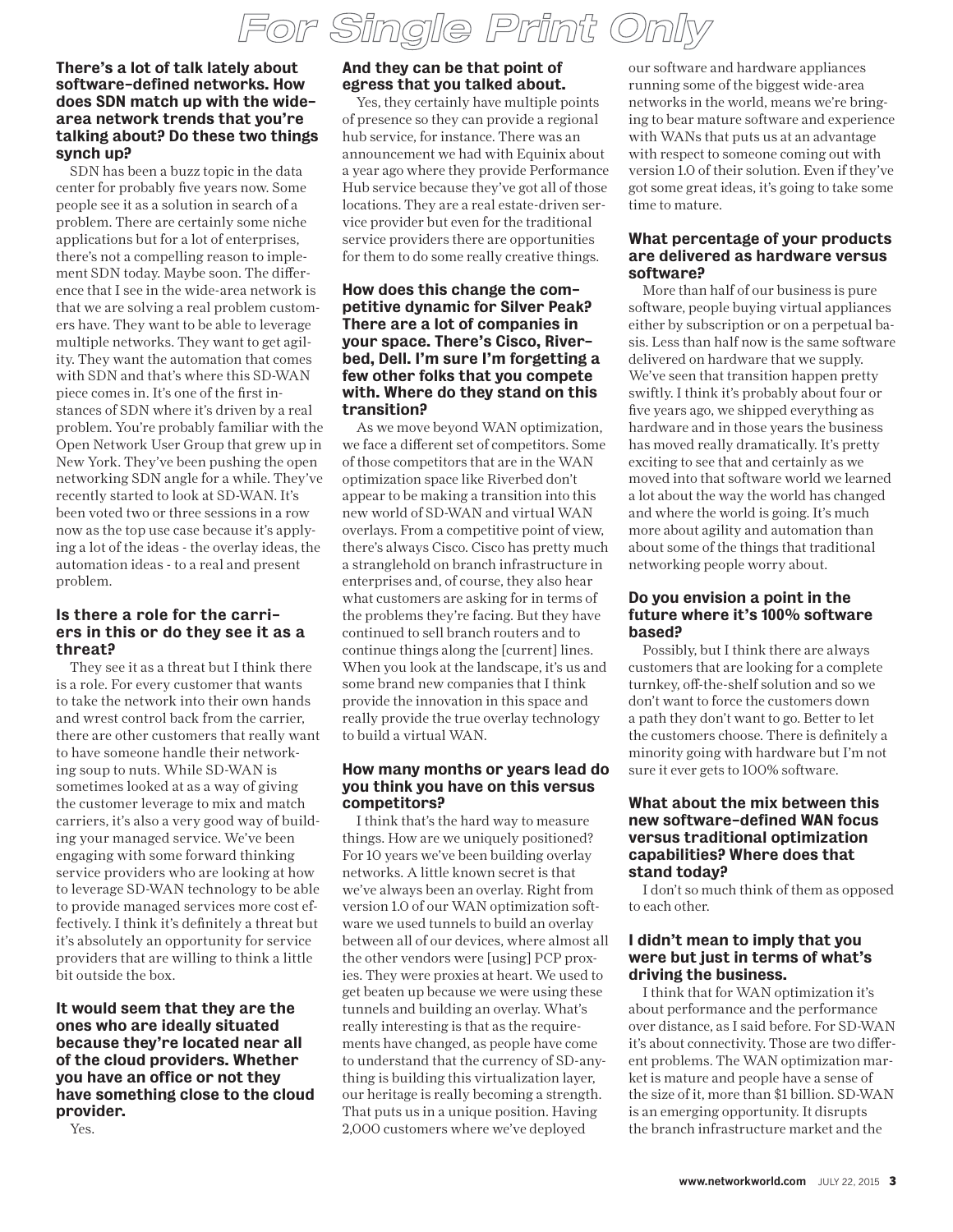**There's a lot of talk lately about software-defined networks. How does SDN match up with the wide-area network trends that you're talking about? Do these two things synch up?**

SDN has been a buzz topic in the data center for probably five years now. Some people see it as a solution in search of a problem. There are certainly some niche applications but for a lot of enterprises, there's not a compelling reason to implement SDN today. Maybe soon. The difference that I see in the wide-area network is that we are solving a real problem customers have. They want to be able to leverage multiple networks. They want to get agility. They want the automation that comes with SDN and that's where this SD-WAN piece comes in. It's one of the first instances of SDN where it's driven by a real problem. You're probably familiar with the Open Network User Group that grew up in New York. They've been pushing the open networking SDN angle for a while. They've recently started to look at SD-WAN. It's been voted two or three sessions in a row now as the top use case because it's applying a lot of the ideas - the overlay ideas, the automation ideas - to a real and present problem.

**Is there a role for the carriers in this or do they see it as a threat?**

They see it as a threat but I think there is a role. For every customer that wants to take the network into their own hands and wrest control back from the carrier, there are other customers that really want to have someone handle their networking soup to nuts. While SD-WAN is sometimes looked at as a way of giving the customer leverage to mix and match carriers, it's also a very good way of building your managed service. We've been engaging with some forward thinking service providers who are looking at how to leverage SD-WAN technology to be able to provide managed services more cost effectively. I think it's definitely a threat but it's absolutely an opportunity for service providers that are willing to think a little bit outside the box.

**It would seem that they are the ones who are ideally situated because they're located near all of the cloud providers. Whether you have an office or not they have something close to the cloud provider.**

Yes.

**And they can be that point of egress that you talked about.**

Yes, they certainly have multiple points of presence so they can provide a regional hub service, for instance. There was an announcement we had with Equinix about a year ago where they provide Performance Hub service because they've got all of those locations. They are a real estate-driven service provider but even for the traditional service providers there are opportunities for them to do some really creative things.

**How does this change the competitive dynamic for Silver Peak? There are a lot of companies in your space. There's Cisco, Riverbed, Dell. I'm sure I'm forgetting a few other folks that you compete with. Where do they stand on this transition?**

As we move beyond WAN optimization, we face a different set of competitors. Some of those competitors that are in the WAN optimization space like Riverbed don't appear to be making a transition into this new world of SD-WAN and virtual WAN overlays. From a competitive point of view, there's always Cisco. Cisco has pretty much a stranglehold on branch infrastructure in enterprises and, of course, they also hear what customers are asking for in terms of the problems they're facing. But they have continued to sell branch routers and to continue things along the [current] lines. When you look at the landscape, it's us and some brand new companies that I think provide the innovation in this space and really provide the true overlay technology to build a virtual WAN.

**How many months or years lead do you think you have on this versus competitors?**

I think that's the hard way to measure things. How are we uniquely positioned? For 10 years we've been building overlay networks. A little known secret is that we've always been an overlay. Right from version 1.0 of our WAN optimization software we used tunnels to build an overlay between all of our devices, where almost all the other vendors were [using] PCP proxies. They were proxies at heart. We used to get beaten up because we were using these tunnels and building an overlay. What's really interesting is that as the requirements have changed, as people have come to understand that the currency of SD-anything is building this virtualization layer, our heritage is really becoming a strength. That puts us in a unique position. Having 2,000 customers where we've deployed our software and hardware appliances running some of the biggest wide-area networks in the world, means we're bringing to bear mature software and experience with WANs that puts us at an advantage with respect to someone coming out with version 1.0 of their solution. Even if they've got some great ideas, it's going to take some time to mature.

**What percentage of your products are delivered as hardware versus software?**

More than half of our business is pure software, people buying virtual appliances either by subscription or on a perpetual basis. Less than half now is the same software delivered on hardware that we supply. We've seen that transition happen pretty swiftly. I think it's probably about four or five years ago, we shipped everything as hardware and in those years the business has moved really dramatically. It's pretty exciting to see that and certainly as we moved into that software world we learned a lot about the way the world has changed and where the world is going. It's much more about agility and automation than about some of the things that traditional networking people worry about.

**Do you envision a point in the future where it's 100% software based?**

Possibly, but I think there are always customers that are looking for a complete turnkey, off-the-shelf solution and so we don't want to force the customers down a path they don't want to go. Better to let the customers choose. There is definitely a minority going with hardware but I'm not sure it ever gets to 100% software.

**What about the mix between this new software-defined WAN focus versus traditional optimization capabilities? Where does that stand today?**

I don't so much think of them as opposed to each other.

**I didn't mean to imply that you were but just in terms of what's driving the business.**

I think that for WAN optimization it's about performance and the performance over distance, as I said before. For SD-WAN it's about connectivity. Those are two different problems. The WAN optimization market is mature and people have a sense of the size of it, more than $1 billion. SD-WAN is an emerging opportunity. It disrupts the branch infrastructure market and the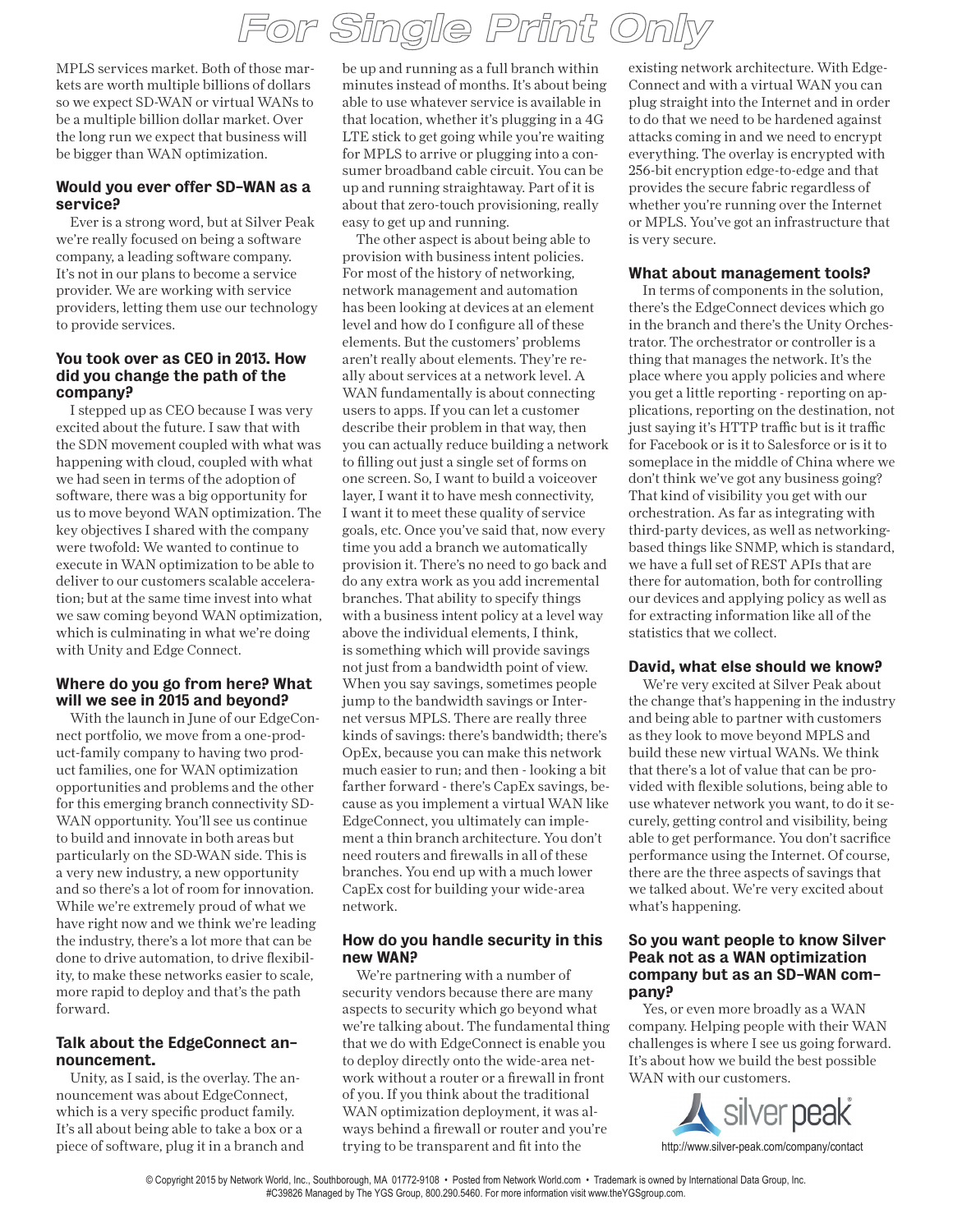MPLS services market. Both of those markets are worth multiple billions of dollars so we expect SD-WAN or virtual WANs to be a multiple billion dollar market. Over the long run we expect that business will be bigger than WAN optimization.

### Would you ever offer SD-WAN as a service?

Ever is a strong word, but at Silver Peak we're really focused on being a software company, a leading software company. It's not in our plans to become a service provider. We are working with service providers, letting them use our technology to provide services.

### You took over as CEO in 2013. How did you change the path of the company?

I stepped up as CEO because I was very excited about the future. I saw that with the SDN movement coupled with what was happening with cloud, coupled with what we had seen in terms of the adoption of software, there was a big opportunity for us to move beyond WAN optimization. The key objectives I shared with the company were twofold: We wanted to continue to execute in WAN optimization to be able to deliver to our customers scalable acceleration; but at the same time invest into what we saw coming beyond WAN optimization, which is culminating in what we're doing with Unity and Edge Connect.

### Where do you go from here? What will we see in 2015 and beyond?

With the launch in June of our EdgeConnect portfolio, we move from a one-product-family company to having two product families, one for WAN optimization opportunities and problems and the other for this emerging branch connectivity SD-WAN opportunity. You'll see us continue to build and innovate in both areas but particularly on the SD-WAN side. This is a very new industry, a new opportunity and so there's a lot of room for innovation. While we're extremely proud of what we have right now and we think we're leading the industry, there's a lot more that can be done to drive automation, to drive flexibility, to make these networks easier to scale, more rapid to deploy and that's the path forward.

### Talk about the EdgeConnect announcement.

Unity, as I said, is the overlay. The announcement was about EdgeConnect, which is a very specific product family. It's all about being able to take a box or a piece of software, plug it in a branch and be up and running as a full branch within minutes instead of months. It's about being able to use whatever service is available in that location, whether it's plugging in a 4G LTE stick to get going while you're waiting for MPLS to arrive or plugging into a consumer broadband cable circuit. You can be up and running straightaway. Part of it is about that zero-touch provisioning, really easy to get up and running.

The other aspect is about being able to provision with business intent policies. For most of the history of networking, network management and automation has been looking at devices at an element level and how do I configure all of these elements. But the customers' problems aren't really about elements. They're really about services at a network level. A WAN fundamentally is about connecting users to apps. If you can let a customer describe their problem in that way, then you can actually reduce building a network to filling out just a single set of forms on one screen. So, I want to build a voiceover layer, I want it to have mesh connectivity, I want it to meet these quality of service goals, etc. Once you've said that, now every time you add a branch we automatically provision it. There's no need to go back and do any extra work as you add incremental branches. That ability to specify things with a business intent policy at a level way above the individual elements, I think, is something which will provide savings not just from a bandwidth point of view. When you say savings, sometimes people jump to the bandwidth savings or Internet versus MPLS. There are really three kinds of savings: there's bandwidth; there's OpEx, because you can make this network much easier to run; and then - looking a bit farther forward - there's CapEx savings, because as you implement a virtual WAN like EdgeConnect, you ultimately can implement a thin branch architecture. You don't need routers and firewalls in all of these branches. You end up with a much lower CapEx cost for building your wide-area network.

### How do you handle security in this new WAN?

We're partnering with a number of security vendors because there are many aspects to security which go beyond what we're talking about. The fundamental thing that we do with EdgeConnect is enable you to deploy directly onto the wide-area network without a router or a firewall in front of you. If you think about the traditional WAN optimization deployment, it was always behind a firewall or router and you're trying to be transparent and fit into the existing network architecture. With EdgeConnect and with a virtual WAN you can plug straight into the Internet and in order to do that we need to be hardened against attacks coming in and we need to encrypt everything. The overlay is encrypted with 256-bit encryption edge-to-edge and that provides the secure fabric regardless of whether you're running over the Internet or MPLS. You've got an infrastructure that is very secure.

### What about management tools?

In terms of components in the solution, there's the EdgeConnect devices which go in the branch and there's the Unity Orchestrator. The orchestrator or controller is a thing that manages the network. It's the place where you apply policies and where you get a little reporting - reporting on applications, reporting on the destination, not just saying it's HTTP traffic but is it traffic for Facebook or is it to Salesforce or is it to someplace in the middle of China where we don't think we've got any business going? That kind of visibility you get with our orchestration. As far as integrating with third-party devices, as well as networking-based things like SNMP, which is standard, we have a full set of REST APIs that are there for automation, both for controlling our devices and applying policy as well as for extracting information like all of the statistics that we collect.

### David, what else should we know?

We're very excited at Silver Peak about the change that's happening in the industry and being able to partner with customers as they look to move beyond MPLS and build these new virtual WANs. We think that there's a lot of value that can be provided with flexible solutions, being able to use whatever network you want, to do it securely, getting control and visibility, being able to get performance. You don't sacrifice performance using the Internet. Of course, there are the three aspects of savings that we talked about. We're very excited about what's happening.

### So you want people to know Silver Peak not as a WAN optimization company but as an SD-WAN company?

Yes, or even more broadly as a WAN company. Helping people with their WAN challenges is where I see us going forward. It's about how we build the best possible WAN with our customers.

silver peak

http://www.silver-peak.com/company/contact

© Copyright 2015 by Network World, Inc., Southborough, MA 01772-9108 • Posted from Network World.com • Trademark is owned by International Data Group, Inc. #C39826 Managed by The YGS Group, 800.290.5460. For more information visit www.theYGSgroup.com.